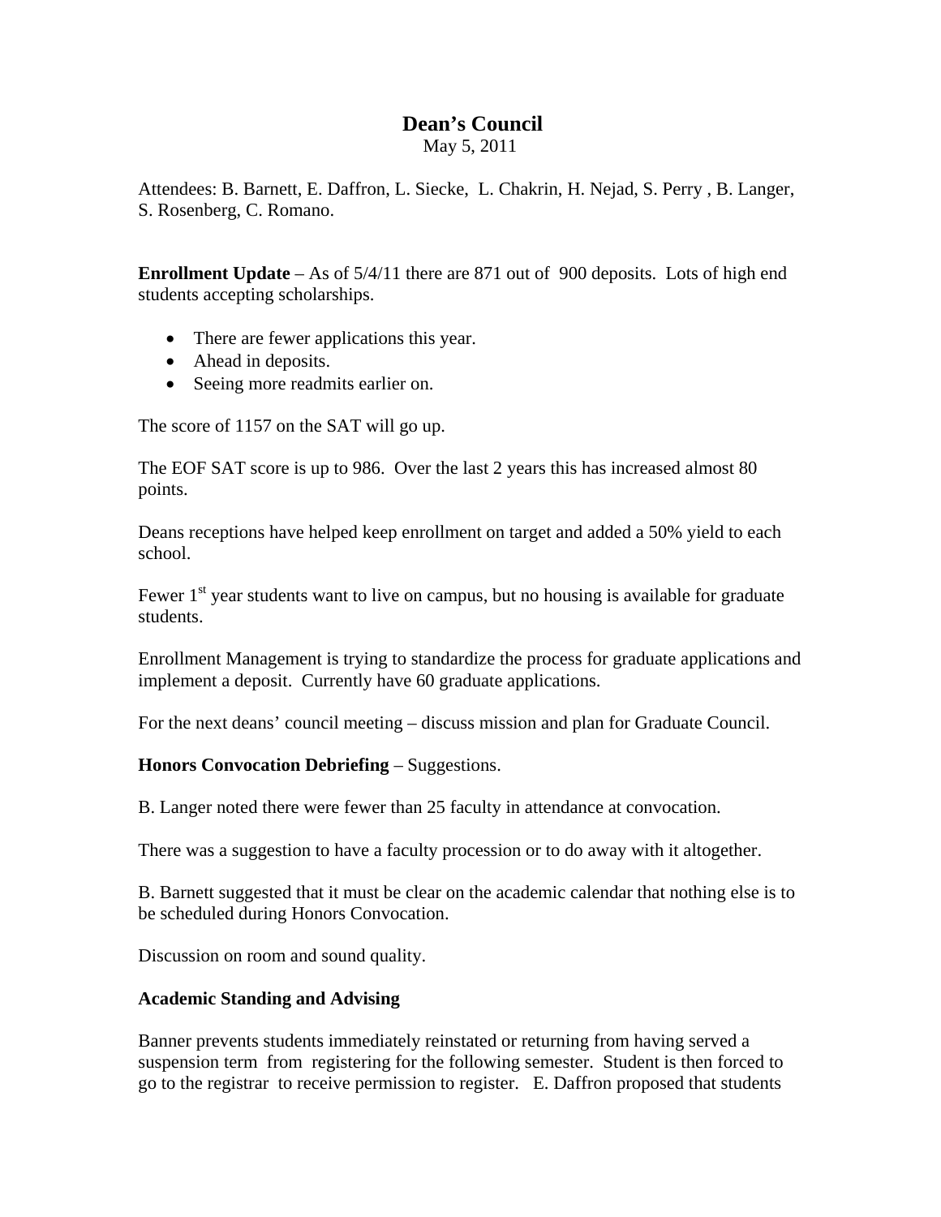# Dean's Council

May 5, 2011

Attendees: B. Barnett, E. Daffron, L. Siecke, L. Chakrin, H. Nejad, S. Perry , B. Langer, S. Rosenberg, C. Romano.

**Enrollment Update** – As of 5/4/11 there are 871 out of 900 deposits. Lots of high end students accepting scholarships.

- There are fewer applications this year.
- Ahead in deposits.
- Seeing more readmits earlier on.

The score of 1157 on the SAT will go up.

The EOF SAT score is up to 986. Over the last 2 years this has increased almost 80 points.

Deans receptions have helped keep enrollment on target and added a 50% yield to each school.

Fewer 1st year students want to live on campus, but no housing is available for graduate students.

Enrollment Management is trying to standardize the process for graduate applications and implement a deposit. Currently have 60 graduate applications.

For the next deans' council meeting – discuss mission and plan for Graduate Council.

**Honors Convocation Debriefing** – Suggestions.

B. Langer noted there were fewer than 25 faculty in attendance at convocation.

There was a suggestion to have a faculty procession or to do away with it altogether.

B. Barnett suggested that it must be clear on the academic calendar that nothing else is to be scheduled during Honors Convocation.

Discussion on room and sound quality.

**Academic Standing and Advising**

Banner prevents students immediately reinstated or returning from having served a suspension term from registering for the following semester. Student is then forced to go to the registrar to receive permission to register. E. Daffron proposed that students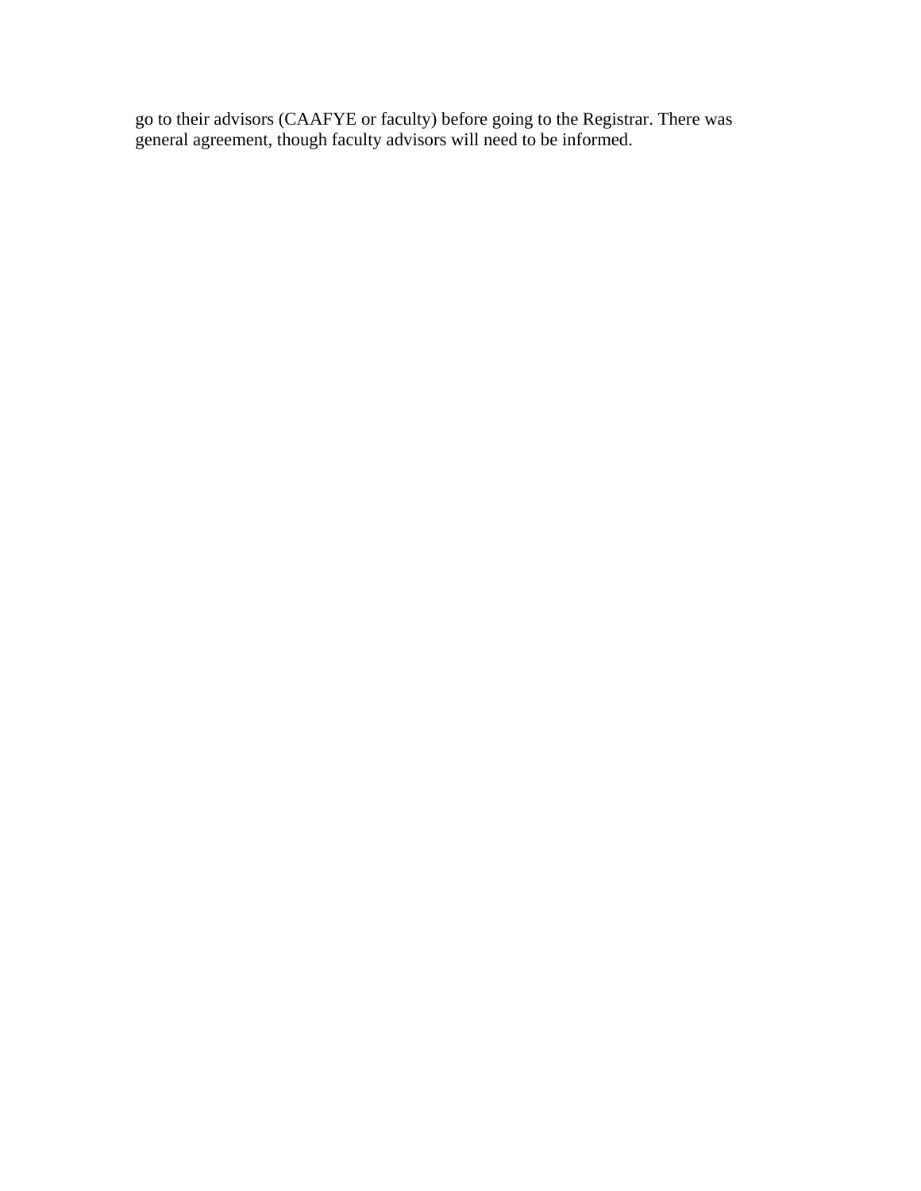go to their advisors (CAAFYE or faculty) before going to the Registrar. There was general agreement, though faculty advisors will need to be informed.